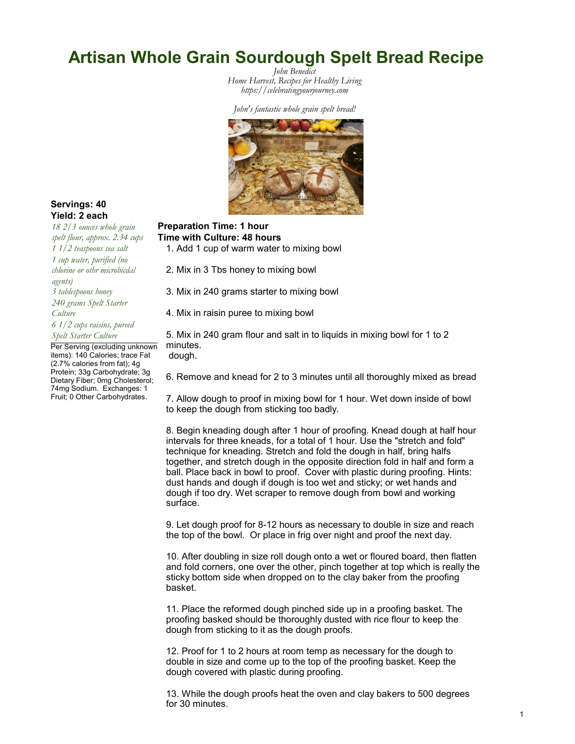# Artisan Whole Grain Sourdough Spelt Bread Recipe

*John Benedict*
*Home Harvest, Recipes for Healthy Living*
*https://celebratingyourjourney.com*

*John's fantastic whole grain spelt bread!*

**Servings: 40**
**Yield: 2 each**

*18 2/3 ounces whole grain spelt flour, approx. 2.34 cups*
*1 1/2 teaspoons sea salt*
*1 cup water, purified (no chlorine or othr microbicdal agents)*
*3 tablespoons honey*
*240 grams Spelt Starter Culture*
*6 1/2 cups raisins, pureed*
*Spelt Starter Culture*

Per Serving (excluding unknown items): 140 Calories; trace Fat (2.7% calories from fat); 4g Protein; 33g Carbohydrate; 3g Dietary Fiber; 0mg Cholesterol; 74mg Sodium. Exchanges: 1 Fruit; 0 Other Carbohydrates.

**Preparation Time: 1 hour**
**Time with Culture: 48 hours**

1. Add 1 cup of warm water to mixing bowl

2. Mix in 3 Tbs honey to mixing bowl

3. Mix in 240 grams starter to mixing bowl

4. Mix in raisin puree to mixing bowl

5. Mix in 240 gram flour and salt in to liquids in mixing bowl for 1 to 2 minutes.
 dough.

6. Remove and knead for 2 to 3 minutes until all thoroughly mixed as bread

7. Allow dough to proof in mixing bowl for 1 hour. Wet down inside of bowl to keep the dough from sticking too badly.

8. Begin kneading dough after 1 hour of proofing. Knead dough at half hour intervals for three kneads, for a total of 1 hour. Use the "stretch and fold" technique for kneading. Stretch and fold the dough in half, bring halfs together, and stretch dough in the opposite direction fold in half and form a ball. Place back in bowl to proof. Cover with plastic during proofing. Hints: dust hands and dough if dough is too wet and sticky; or wet hands and dough if too dry. Wet scraper to remove dough from bowl and working surface.

9. Let dough proof for 8-12 hours as necessary to double in size and reach the top of the bowl. Or place in frig over night and proof the next day.

10. After doubling in size roll dough onto a wet or floured board, then flatten and fold corners, one over the other, pinch together at top which is really the sticky bottom side when dropped on to the clay baker from the proofing basket.

11. Place the reformed dough pinched side up in a proofing basket. The proofing basked should be thoroughly dusted with rice flour to keep the dough from sticking to it as the dough proofs.

12. Proof for 1 to 2 hours at room temp as necessary for the dough to double in size and come up to the top of the proofing basket. Keep the dough covered with plastic during proofing.

13. While the dough proofs heat the oven and clay bakers to 500 degrees for 30 minutes.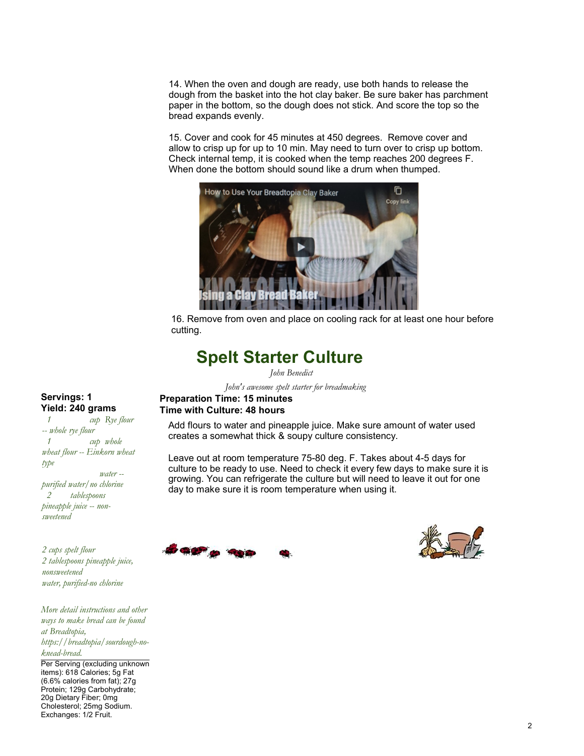14. When the oven and dough are ready, use both hands to release the dough from the basket into the hot clay baker. Be sure baker has parchment paper in the bottom, so the dough does not stick. And score the top so the bread expands evenly.

15. Cover and cook for 45 minutes at 450 degrees. Remove cover and allow to crisp up for up to 10 min. May need to turn over to crisp up bottom. Check internal temp, it is cooked when the temp reaches 200 degrees F. When done the bottom should sound like a drum when thumped.

16. Remove from oven and place on cooling rack for at least one hour before cutting.

# Spelt Starter Culture

*John Benedict*

*John's awesome spelt starter for breadmaking*

**Preparation Time: 15 minutes**
**Time with Culture: 48 hours**

**Servings: 1**
**Yield: 240 grams**

*1 cup Rye flour -- whole rye flour*
*1 cup whole wheat flour -- Einkorn wheat type*
*water -- purified water/no chlorine*
*2 tablespoons pineapple juice -- non-sweetened*

*2 cups spelt flour*
*2 tablespoons pineapple juice, nonsweetened*
*water, purified-no chlorine*

*More detail instructions and other ways to make bread can be found at Breadtopia, https://breadtopia/sourdough-no-knead-bread.*

Add flours to water and pineapple juice. Make sure amount of water used creates a somewhat thick & soupy culture consistency.

Leave out at room temperature 75-80 deg. F. Takes about 4-5 days for culture to be ready to use. Need to check it every few days to make sure it is growing. You can refrigerate the culture but will need to leave it out for one day to make sure it is room temperature when using it.

Per Serving (excluding unknown items): 618 Calories; 5g Fat (6.6% calories from fat); 27g Protein; 129g Carbohydrate; 20g Dietary Fiber; 0mg Cholesterol; 25mg Sodium. Exchanges: 1/2 Fruit.